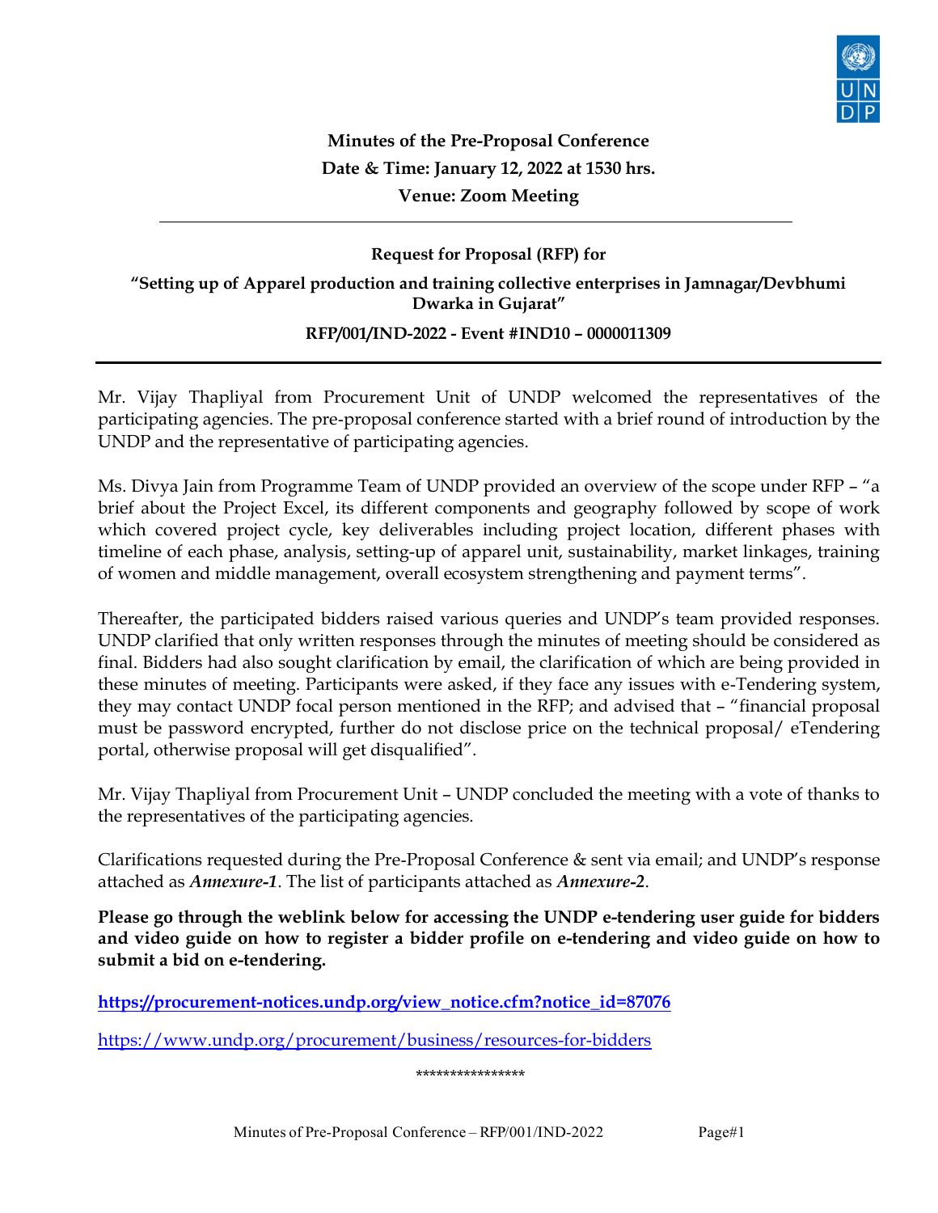**Minutes of the Pre-Proposal Conference**

**Date & Time: January 12, 2022 at 1530 hrs.**

**Venue: Zoom Meeting**

---

**Request for Proposal (RFP) for**

**"Setting up of Apparel production and training collective enterprises in Jamnagar/Devbhumi Dwarka in Gujarat"**

**RFP/001/IND-2022 - Event #IND10 – 0000011309**

---

Mr. Vijay Thapliyal from Procurement Unit of UNDP welcomed the representatives of the participating agencies. The pre-proposal conference started with a brief round of introduction by the UNDP and the representative of participating agencies.

Ms. Divya Jain from Programme Team of UNDP provided an overview of the scope under RFP – "a brief about the Project Excel, its different components and geography followed by scope of work which covered project cycle, key deliverables including project location, different phases with timeline of each phase, analysis, setting-up of apparel unit, sustainability, market linkages, training of women and middle management, overall ecosystem strengthening and payment terms".

Thereafter, the participated bidders raised various queries and UNDP's team provided responses. UNDP clarified that only written responses through the minutes of meeting should be considered as final. Bidders had also sought clarification by email, the clarification of which are being provided in these minutes of meeting. Participants were asked, if they face any issues with e-Tendering system, they may contact UNDP focal person mentioned in the RFP; and advised that – "financial proposal must be password encrypted, further do not disclose price on the technical proposal/ eTendering portal, otherwise proposal will get disqualified".

Mr. Vijay Thapliyal from Procurement Unit – UNDP concluded the meeting with a vote of thanks to the representatives of the participating agencies.

Clarifications requested during the Pre-Proposal Conference & sent via email; and UNDP's response attached as ***Annexure-1***. The list of participants attached as ***Annexure-2***.

**Please go through the weblink below for accessing the UNDP e-tendering user guide for bidders and video guide on how to register a bidder profile on e-tendering and video guide on how to submit a bid on e-tendering.**

**https://procurement-notices.undp.org/view_notice.cfm?notice_id=87076**

https://www.undp.org/procurement/business/resources-for-bidders

****************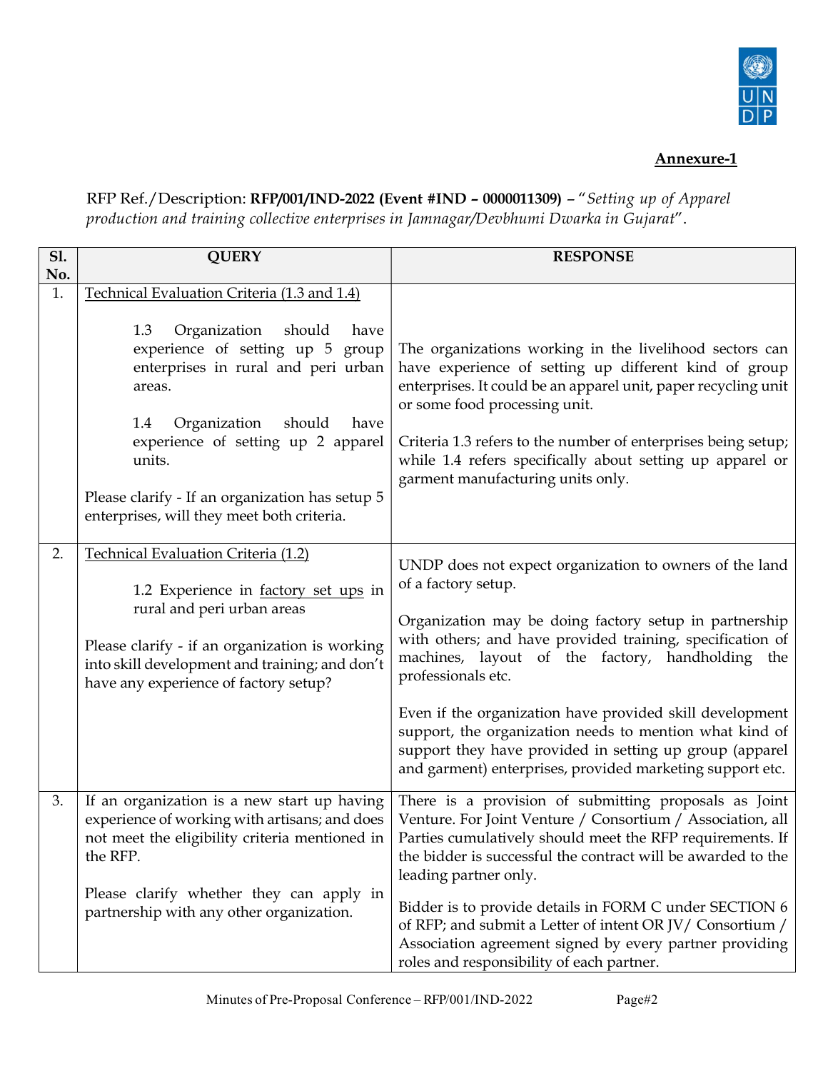**Annexure-1**

RFP Ref./Description: **RFP/001/IND-2022 (Event #IND – 0000011309)** – "*Setting up of Apparel production and training collective enterprises in Jamnagar/Devbhumi Dwarka in Gujarat*".

| Sl. No. | QUERY | RESPONSE |
|---|---|---|
| 1. | Technical Evaluation Criteria (1.3 and 1.4)<br><br>1.3 Organization should have experience of setting up 5 group enterprises in rural and peri urban areas.<br><br>1.4 Organization should have experience of setting up 2 apparel units.<br><br>Please clarify - If an organization has setup 5 enterprises, will they meet both criteria. | The organizations working in the livelihood sectors can have experience of setting up different kind of group enterprises. It could be an apparel unit, paper recycling unit or some food processing unit.<br><br>Criteria 1.3 refers to the number of enterprises being setup; while 1.4 refers specifically about setting up apparel or garment manufacturing units only. |
| 2. | Technical Evaluation Criteria (1.2)<br><br>1.2 Experience in factory set ups in rural and peri urban areas<br><br>Please clarify - if an organization is working into skill development and training; and don't have any experience of factory setup? | UNDP does not expect organization to owners of the land of a factory setup.<br><br>Organization may be doing factory setup in partnership with others; and have provided training, specification of machines, layout of the factory, handholding the professionals etc.<br><br>Even if the organization have provided skill development support, the organization needs to mention what kind of support they have provided in setting up group (apparel and garment) enterprises, provided marketing support etc. |
| 3. | If an organization is a new start up having experience of working with artisans; and does not meet the eligibility criteria mentioned in the RFP.<br><br>Please clarify whether they can apply in partnership with any other organization. | There is a provision of submitting proposals as Joint Venture. For Joint Venture / Consortium / Association, all Parties cumulatively should meet the RFP requirements. If the bidder is successful the contract will be awarded to the leading partner only.<br><br>Bidder is to provide details in FORM C under SECTION 6 of RFP; and submit a Letter of intent OR JV/ Consortium / Association agreement signed by every partner providing roles and responsibility of each partner. |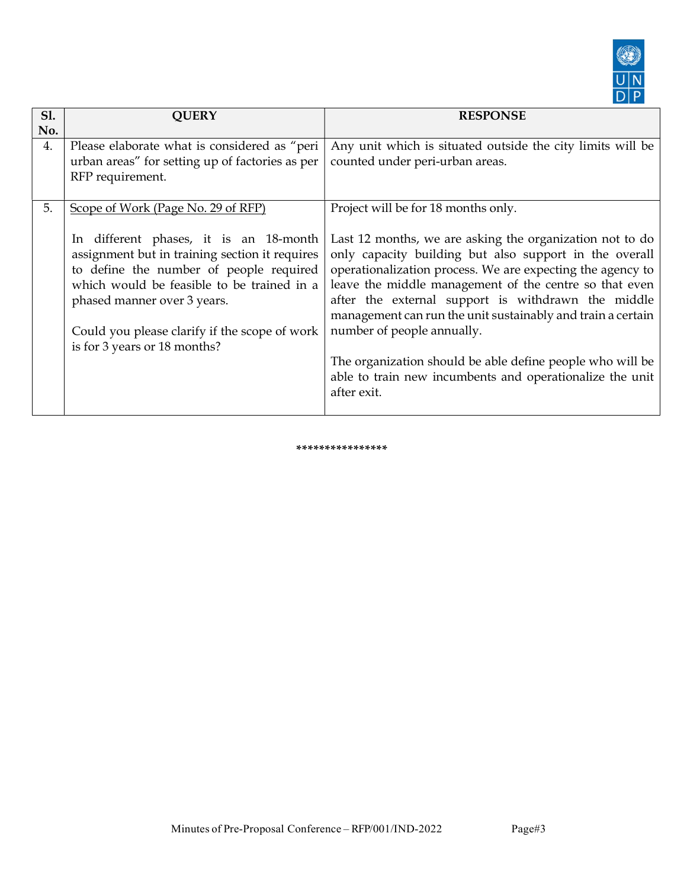| Sl. No. | QUERY | RESPONSE |
|---|---|---|
| 4. | Please elaborate what is considered as "peri urban areas" for setting up of factories as per RFP requirement. | Any unit which is situated outside the city limits will be counted under peri-urban areas. |
| 5. | Scope of Work (Page No. 29 of RFP)<br><br>In different phases, it is an 18-month assignment but in training section it requires to define the number of people required which would be feasible to be trained in a phased manner over 3 years.<br><br>Could you please clarify if the scope of work is for 3 years or 18 months? | Project will be for 18 months only.<br><br>Last 12 months, we are asking the organization not to do only capacity building but also support in the overall operationalization process. We are expecting the agency to leave the middle management of the centre so that even after the external support is withdrawn the middle management can run the unit sustainably and train a certain number of people annually.<br><br>The organization should be able define people who will be able to train new incumbents and operationalize the unit after exit. |

***************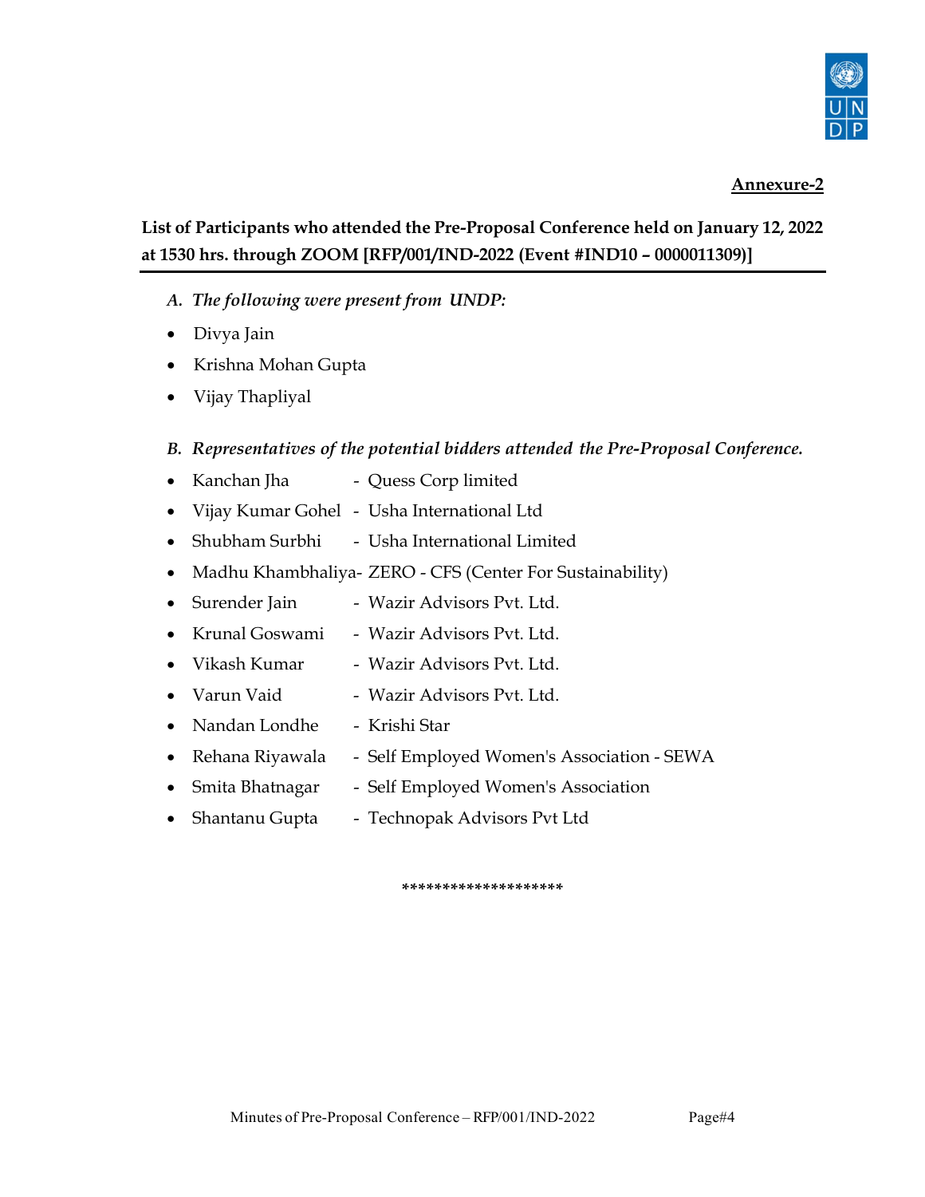**Annexure-2**

**List of Participants who attended the Pre-Proposal Conference held on January 12, 2022 at 1530 hrs. through ZOOM [RFP/001/IND-2022 (Event #IND10 – 0000011309)]**

*A. The following were present from UNDP:*

- Divya Jain
- Krishna Mohan Gupta
- Vijay Thapliyal

*B. Representatives of the potential bidders attended the Pre-Proposal Conference.*

- Kanchan Jha - Quess Corp limited
- Vijay Kumar Gohel - Usha International Ltd
- Shubham Surbhi - Usha International Limited
- Madhu Khambhaliya- ZERO - CFS (Center For Sustainability)
- Surender Jain - Wazir Advisors Pvt. Ltd.
- Krunal Goswami - Wazir Advisors Pvt. Ltd.
- Vikash Kumar - Wazir Advisors Pvt. Ltd.
- Varun Vaid - Wazir Advisors Pvt. Ltd.
- Nandan Londhe - Krishi Star
- Rehana Riyawala - Self Employed Women's Association - SEWA
- Smita Bhatnagar - Self Employed Women's Association
- Shantanu Gupta - Technopak Advisors Pvt Ltd

*******************